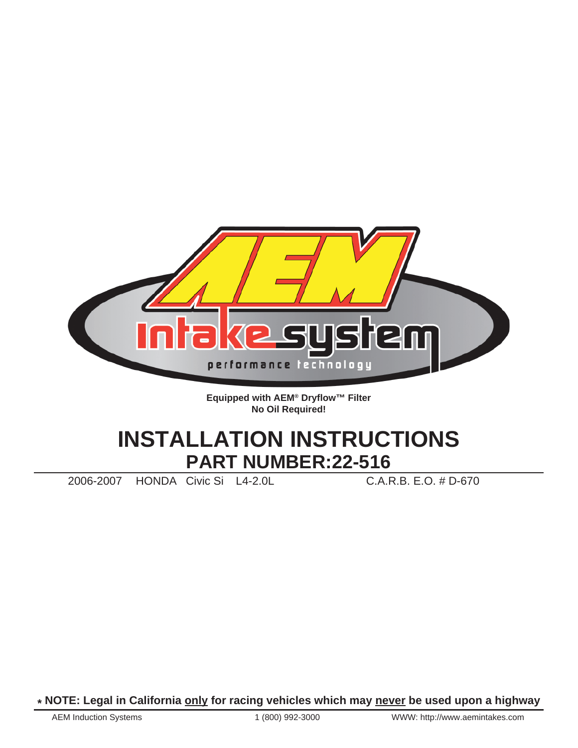AEM

Intake system

performance technology

**Equipped with AEM® Dryflow™ Filter**
**No Oil Required!**

# INSTALLATION INSTRUCTIONS

## PART NUMBER:22-516

2006-2007 HONDA Civic Si L4-2.0L C.A.R.B. E.O. # D-670

* **NOTE: Legal in California only for racing vehicles which may never be used upon a highway**

AEM Induction Systems 1 (800) 992-3000 WWW: http://www.aemintakes.com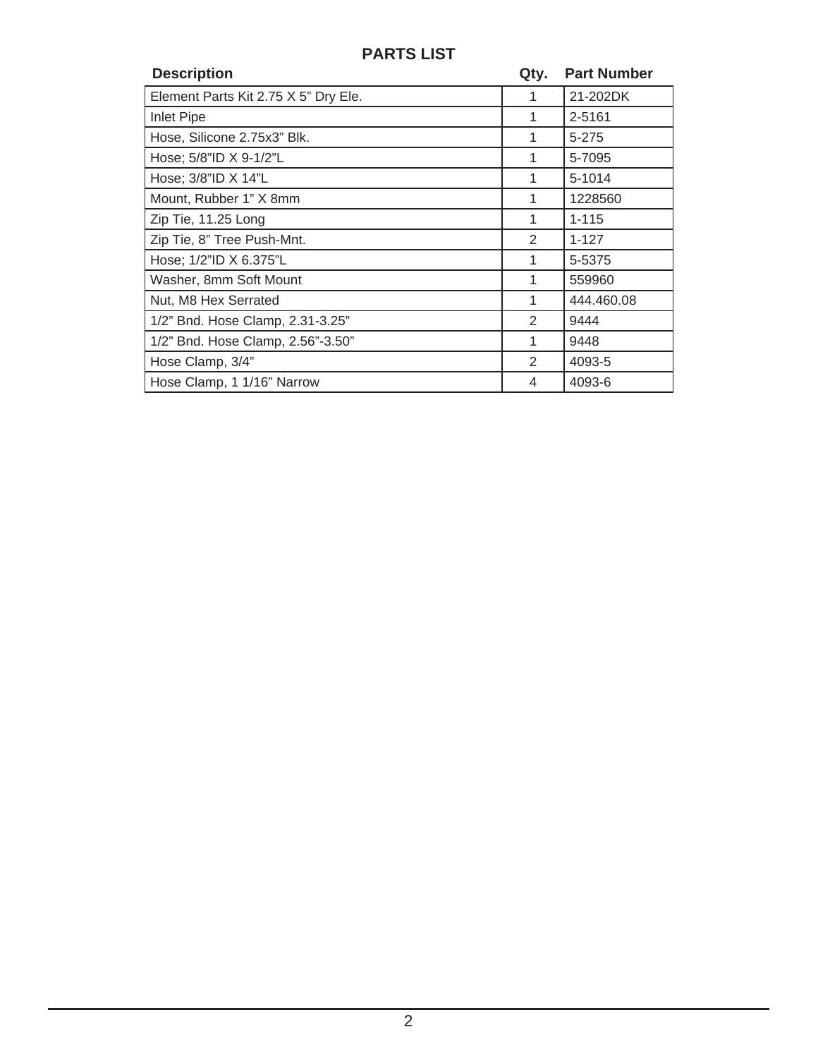## PARTS LIST

| Description | Qty. | Part Number |
|---|---|---|
| Element Parts Kit 2.75 X 5" Dry Ele. | 1 | 21-202DK |
| Inlet Pipe | 1 | 2-5161 |
| Hose, Silicone 2.75x3" Blk. | 1 | 5-275 |
| Hose; 5/8"ID X 9-1/2"L | 1 | 5-7095 |
| Hose; 3/8"ID X 14"L | 1 | 5-1014 |
| Mount, Rubber 1" X 8mm | 1 | 1228560 |
| Zip Tie, 11.25 Long | 1 | 1-115 |
| Zip Tie, 8" Tree Push-Mnt. | 2 | 1-127 |
| Hose; 1/2"ID X 6.375"L | 1 | 5-5375 |
| Washer, 8mm Soft Mount | 1 | 559960 |
| Nut, M8 Hex Serrated | 1 | 444.460.08 |
| 1/2" Bnd. Hose Clamp, 2.31-3.25" | 2 | 9444 |
| 1/2" Bnd. Hose Clamp, 2.56"-3.50" | 1 | 9448 |
| Hose Clamp, 3/4" | 2 | 4093-5 |
| Hose Clamp, 1 1/16" Narrow | 4 | 4093-6 |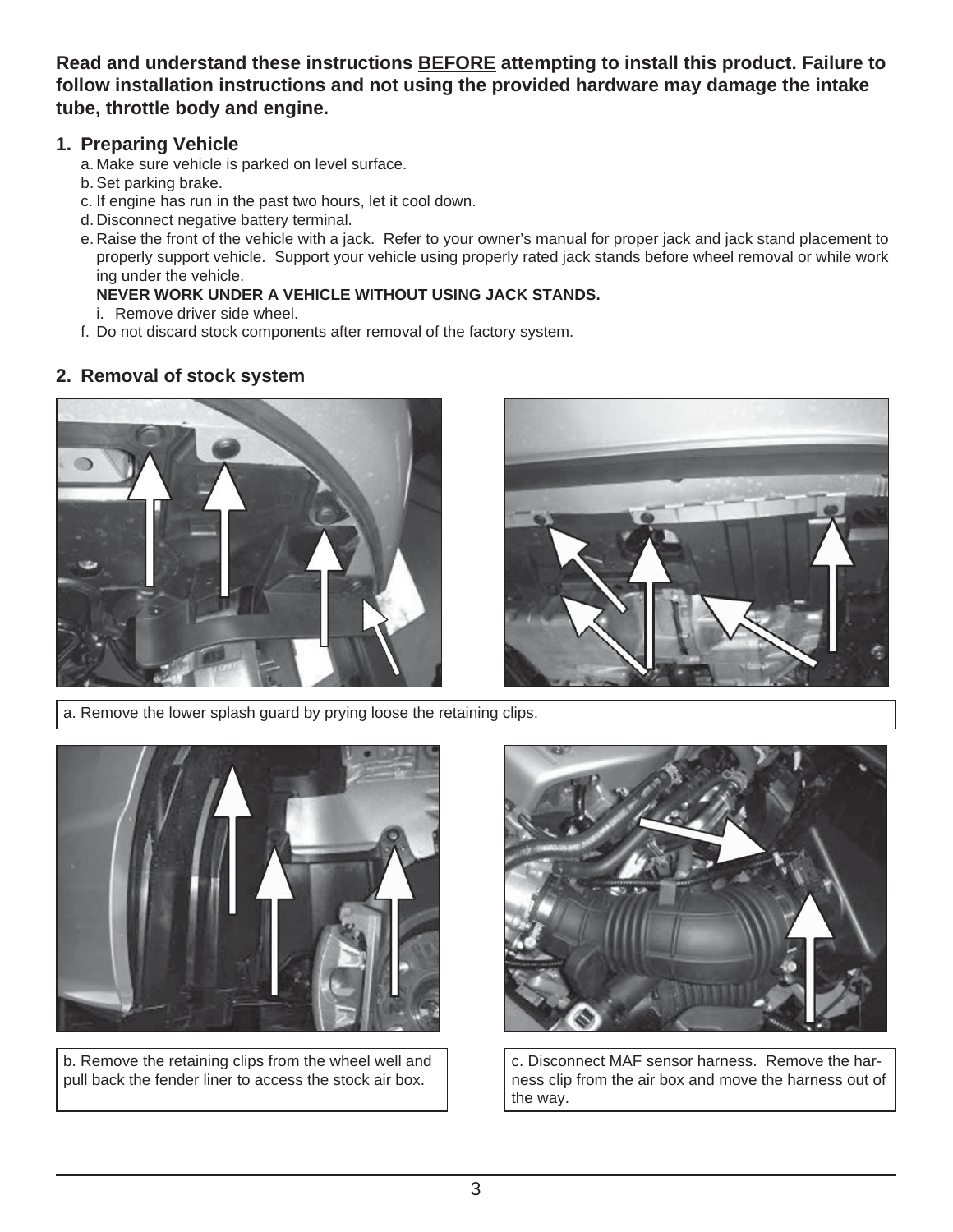**Read and understand these instructions BEFORE attempting to install this product. Failure to follow installation instructions and not using the provided hardware may damage the intake tube, throttle body and engine.**

## 1. Preparing Vehicle

a. Make sure vehicle is parked on level surface.
b. Set parking brake.
c. If engine has run in the past two hours, let it cool down.
d. Disconnect negative battery terminal.
e. Raise the front of the vehicle with a jack. Refer to your owner's manual for proper jack and jack stand placement to properly support vehicle. Support your vehicle using properly rated jack stands before wheel removal or while working under the vehicle.
   **NEVER WORK UNDER A VEHICLE WITHOUT USING JACK STANDS.**
   i. Remove driver side wheel.
f. Do not discard stock components after removal of the factory system.

## 2. Removal of stock system

a. Remove the lower splash guard by prying loose the retaining clips.

b. Remove the retaining clips from the wheel well and pull back the fender liner to access the stock air box.

c. Disconnect MAF sensor harness. Remove the harness clip from the air box and move the harness out of the way.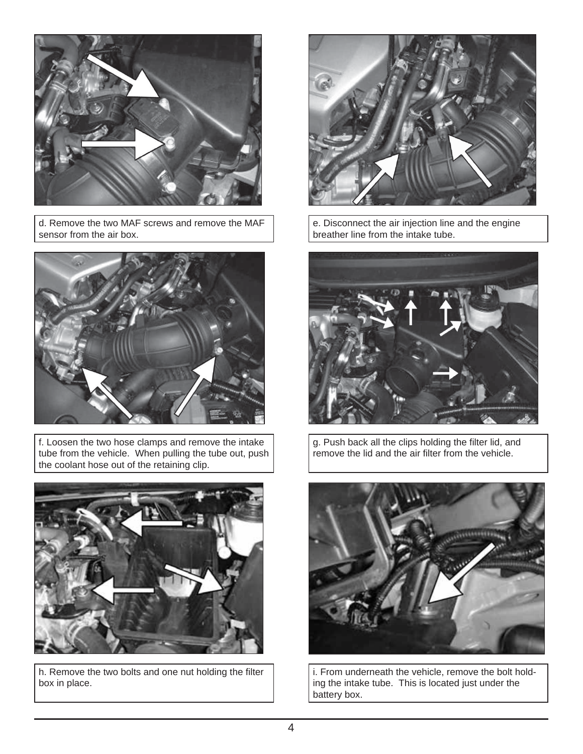d. Remove the two MAF screws and remove the MAF sensor from the air box.

e. Disconnect the air injection line and the engine breather line from the intake tube.

f. Loosen the two hose clamps and remove the intake tube from the vehicle. When pulling the tube out, push the coolant hose out of the retaining clip.

g. Push back all the clips holding the filter lid, and remove the lid and the air filter from the vehicle.

h. Remove the two bolts and one nut holding the filter box in place.

i. From underneath the vehicle, remove the bolt holding the intake tube. This is located just under the battery box.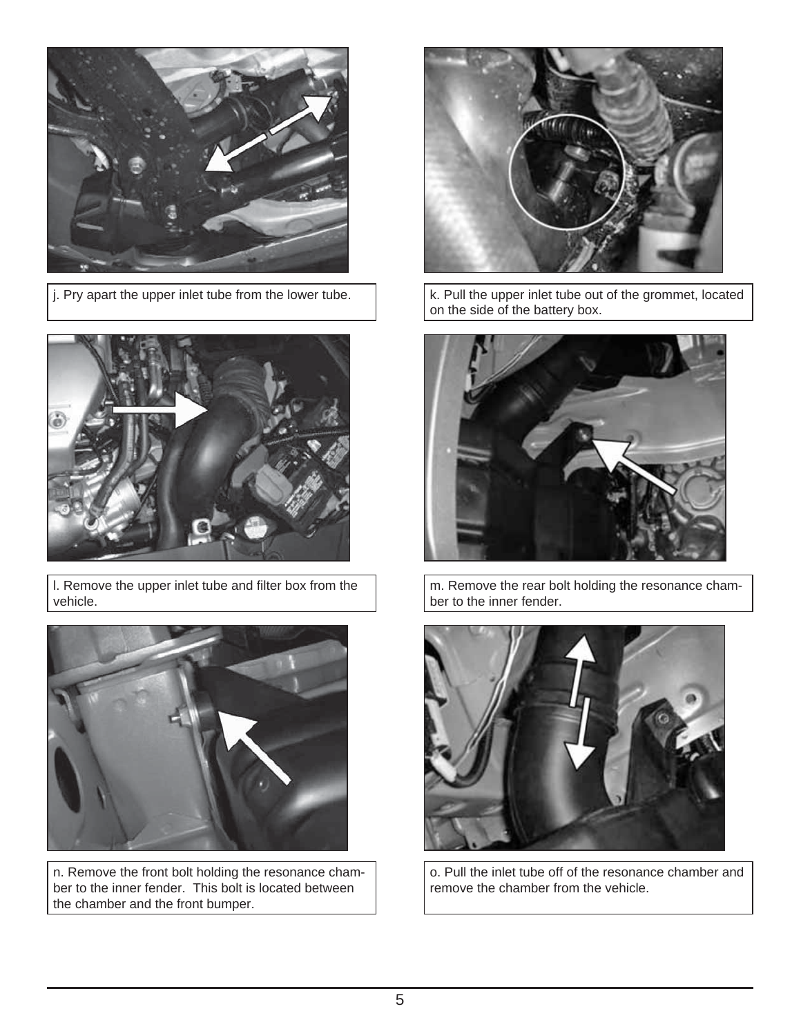j. Pry apart the upper inlet tube from the lower tube.

k. Pull the upper inlet tube out of the grommet, located on the side of the battery box.

l. Remove the upper inlet tube and filter box from the vehicle.

m. Remove the rear bolt holding the resonance chamber to the inner fender.

n. Remove the front bolt holding the resonance chamber to the inner fender. This bolt is located between the chamber and the front bumper.

o. Pull the inlet tube off of the resonance chamber and remove the chamber from the vehicle.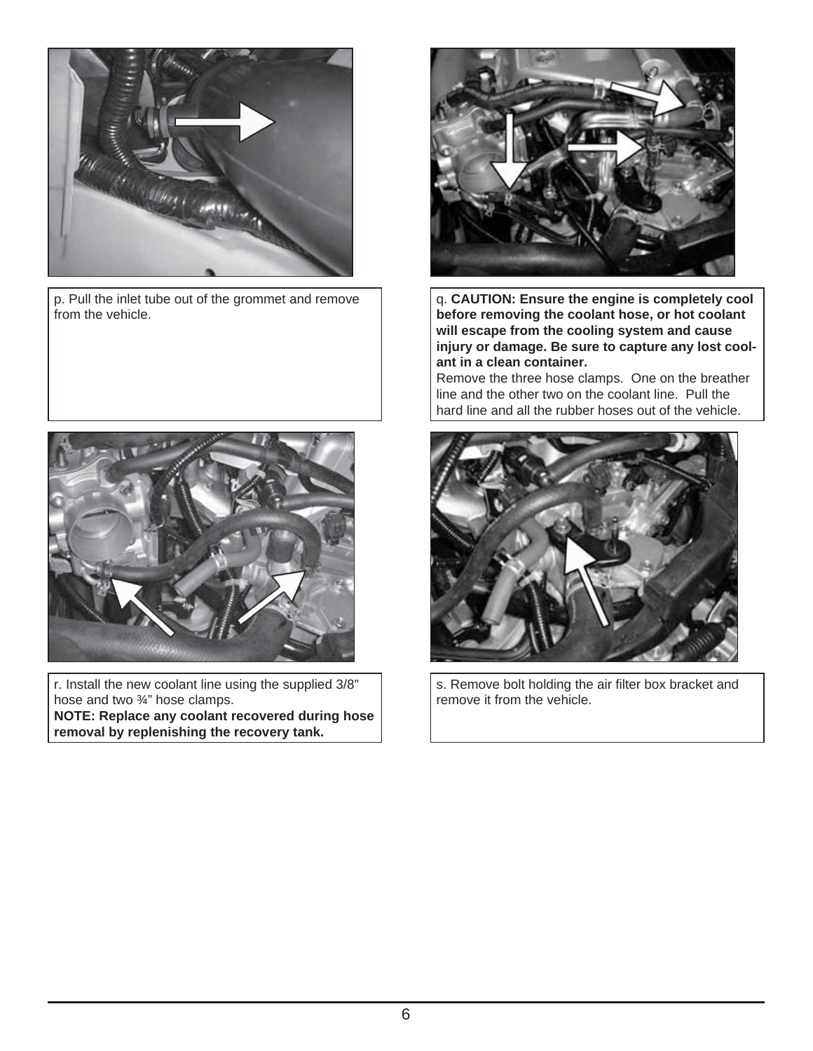p. Pull the inlet tube out of the grommet and remove from the vehicle.

q. **CAUTION: Ensure the engine is completely cool before removing the coolant hose, or hot coolant will escape from the cooling system and cause injury or damage. Be sure to capture any lost coolant in a clean container.**
Remove the three hose clamps. One on the breather line and the other two on the coolant line. Pull the hard line and all the rubber hoses out of the vehicle.

r. Install the new coolant line using the supplied 3/8" hose and two ¾" hose clamps.
**NOTE: Replace any coolant recovered during hose removal by replenishing the recovery tank.**

s. Remove bolt holding the air filter box bracket and remove it from the vehicle.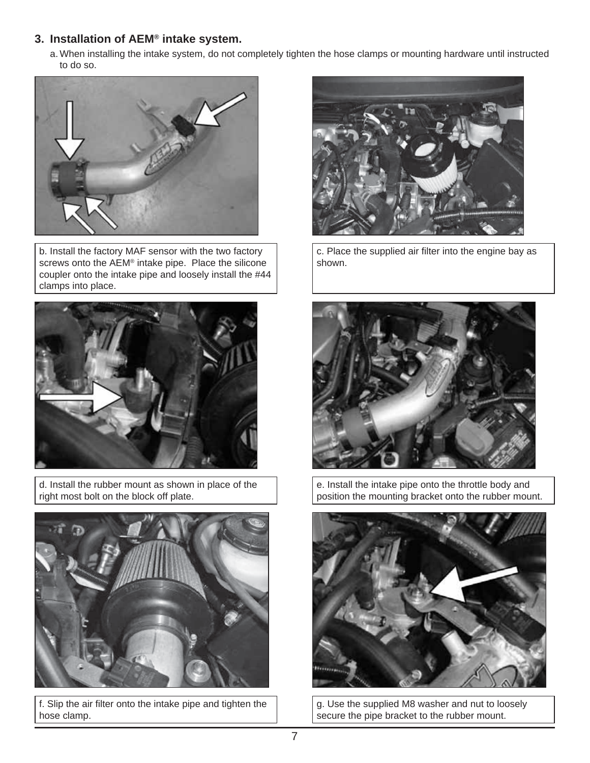## 3. Installation of AEM® intake system.

a. When installing the intake system, do not completely tighten the hose clamps or mounting hardware until instructed to do so.

b. Install the factory MAF sensor with the two factory screws onto the AEM® intake pipe. Place the silicone coupler onto the intake pipe and loosely install the #44 clamps into place.

c. Place the supplied air filter into the engine bay as shown.

d. Install the rubber mount as shown in place of the right most bolt on the block off plate.

e. Install the intake pipe onto the throttle body and position the mounting bracket onto the rubber mount.

f. Slip the air filter onto the intake pipe and tighten the hose clamp.

g. Use the supplied M8 washer and nut to loosely secure the pipe bracket to the rubber mount.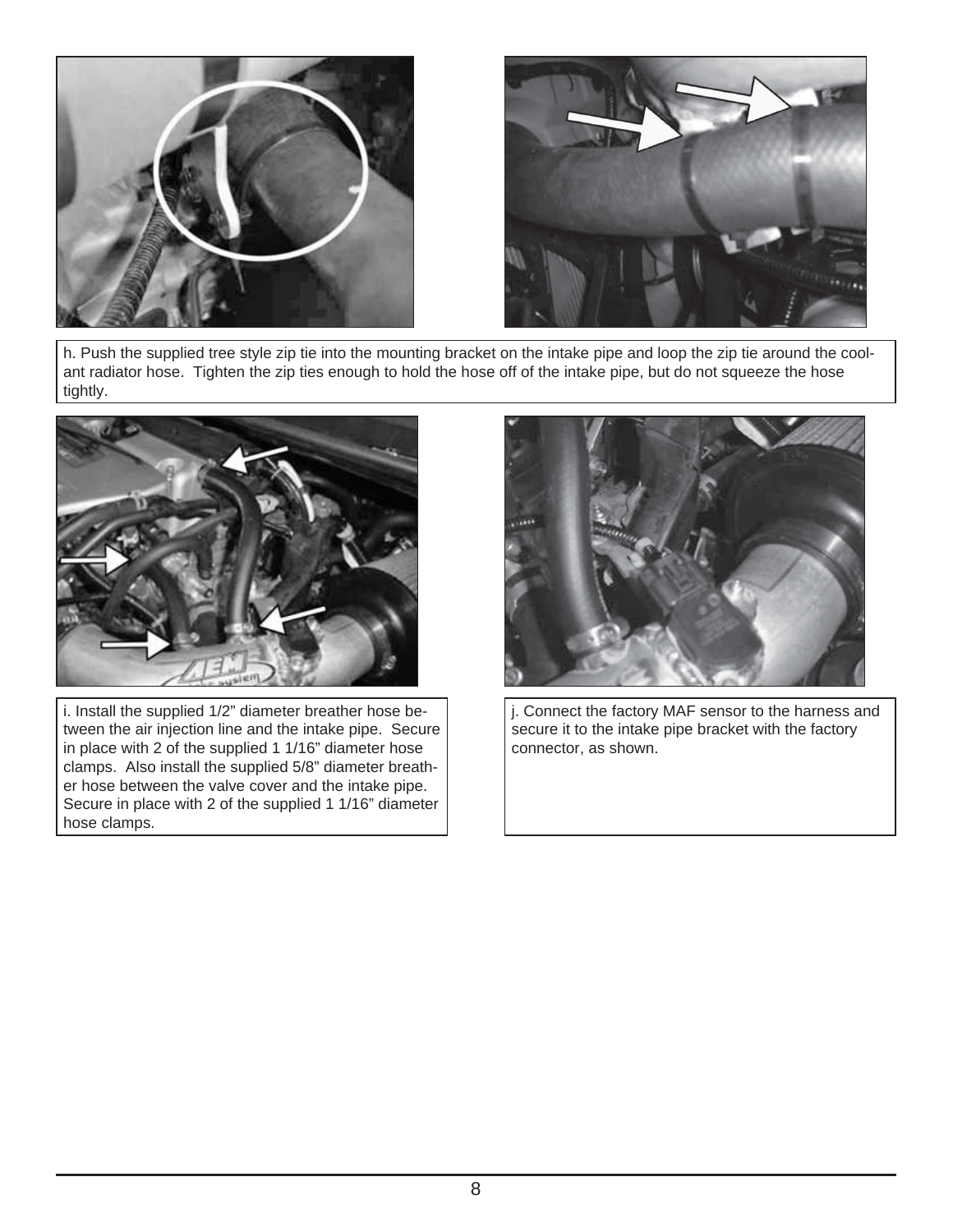h. Push the supplied tree style zip tie into the mounting bracket on the intake pipe and loop the zip tie around the coolant radiator hose. Tighten the zip ties enough to hold the hose off of the intake pipe, but do not squeeze the hose tightly.

i. Install the supplied 1/2" diameter breather hose between the air injection line and the intake pipe. Secure in place with 2 of the supplied 1 1/16" diameter hose clamps. Also install the supplied 5/8" diameter breather hose between the valve cover and the intake pipe. Secure in place with 2 of the supplied 1 1/16" diameter hose clamps.

j. Connect the factory MAF sensor to the harness and secure it to the intake pipe bracket with the factory connector, as shown.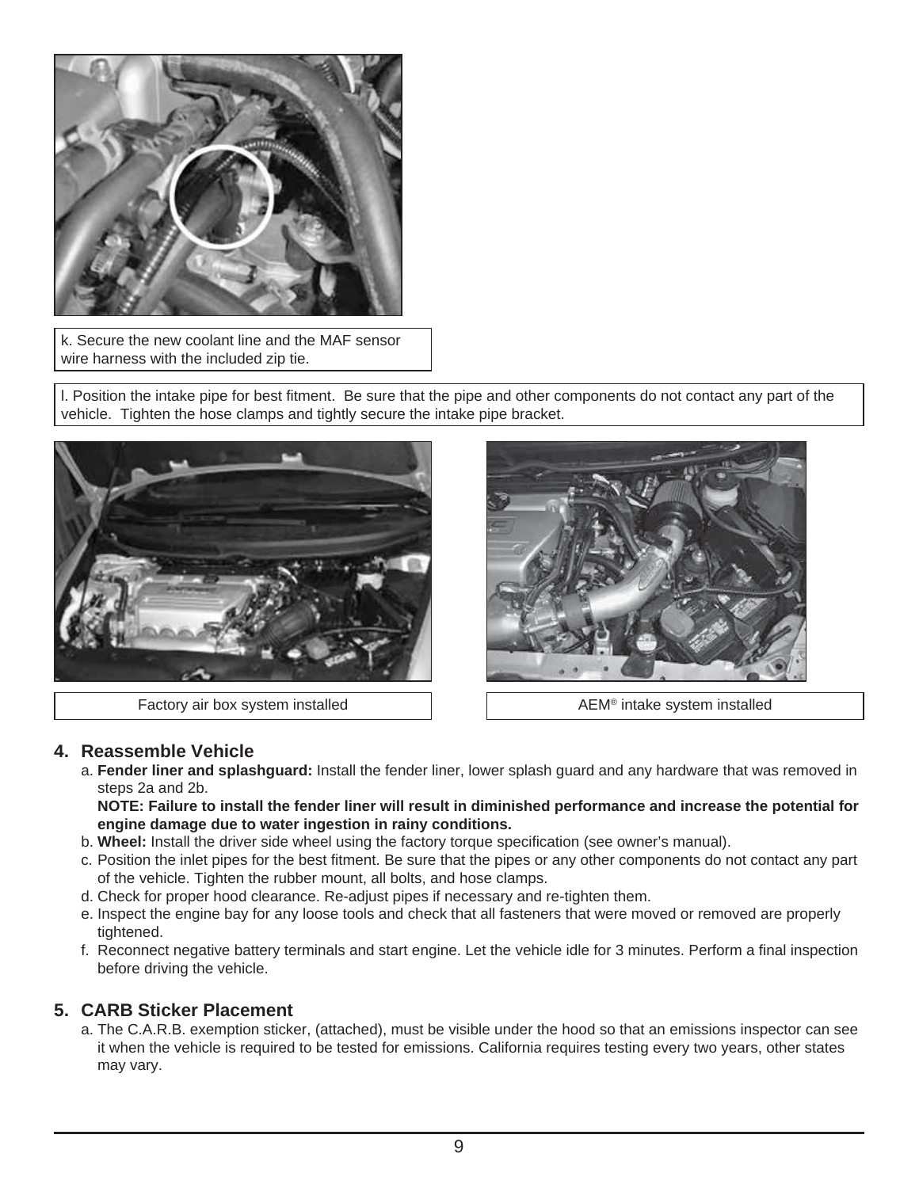k. Secure the new coolant line and the MAF sensor wire harness with the included zip tie.

l. Position the intake pipe for best fitment. Be sure that the pipe and other components do not contact any part of the vehicle. Tighten the hose clamps and tightly secure the intake pipe bracket.

Factory air box system installed

AEM® intake system installed

## 4. Reassemble Vehicle

a. **Fender liner and splashguard:** Install the fender liner, lower splash guard and any hardware that was removed in steps 2a and 2b.
**NOTE: Failure to install the fender liner will result in diminished performance and increase the potential for engine damage due to water ingestion in rainy conditions.**

b. **Wheel:** Install the driver side wheel using the factory torque specification (see owner's manual).

c. Position the inlet pipes for the best fitment. Be sure that the pipes or any other components do not contact any part of the vehicle. Tighten the rubber mount, all bolts, and hose clamps.

d. Check for proper hood clearance. Re-adjust pipes if necessary and re-tighten them.

e. Inspect the engine bay for any loose tools and check that all fasteners that were moved or removed are properly tightened.

f. Reconnect negative battery terminals and start engine. Let the vehicle idle for 3 minutes. Perform a final inspection before driving the vehicle.

## 5. CARB Sticker Placement

a. The C.A.R.B. exemption sticker, (attached), must be visible under the hood so that an emissions inspector can see it when the vehicle is required to be tested for emissions. California requires testing every two years, other states may vary.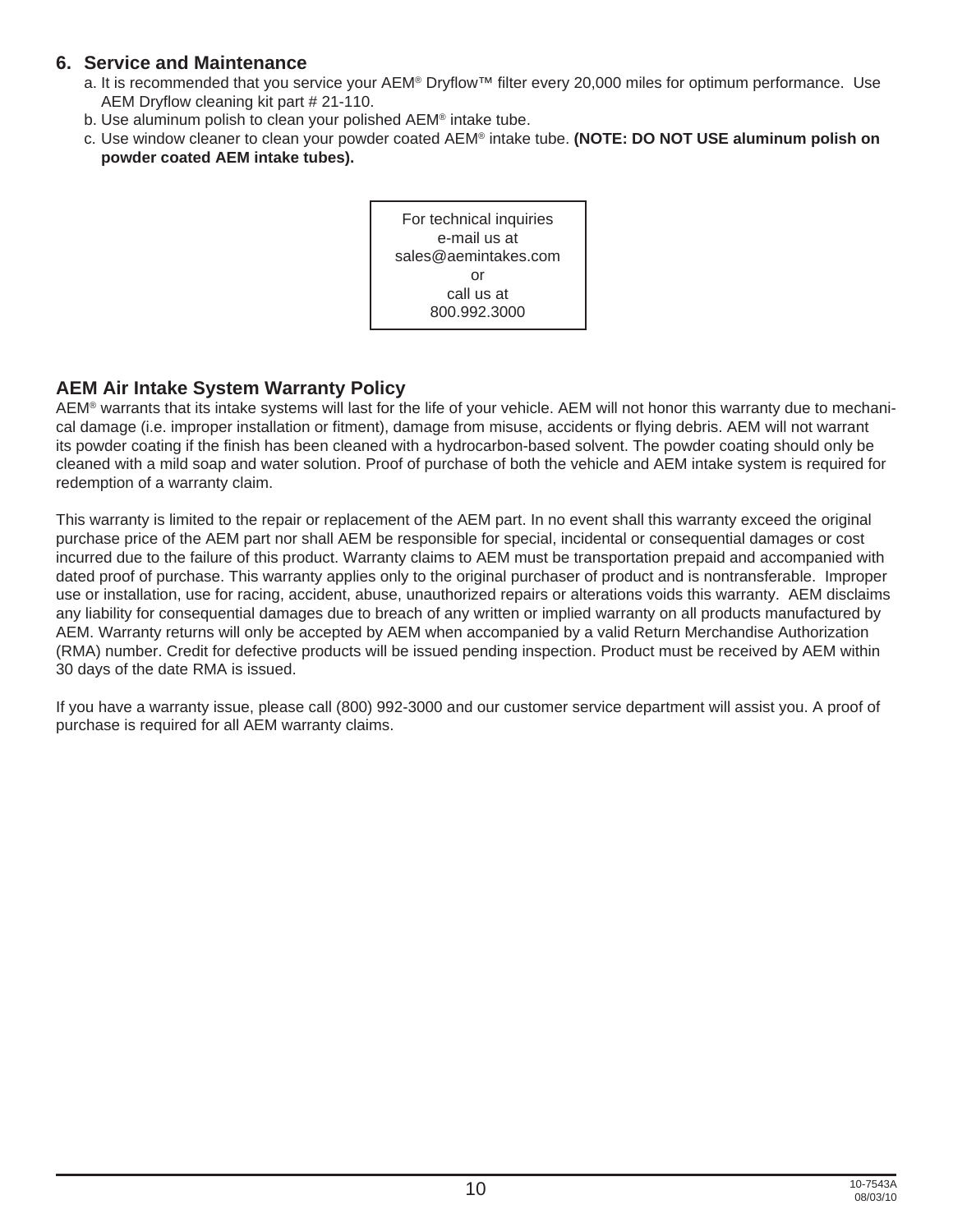## 6. Service and Maintenance

a. It is recommended that you service your AEM® Dryflow™ filter every 20,000 miles for optimum performance. Use AEM Dryflow cleaning kit part # 21-110.

b. Use aluminum polish to clean your polished AEM® intake tube.

c. Use window cleaner to clean your powder coated AEM® intake tube. **(NOTE: DO NOT USE aluminum polish on powder coated AEM intake tubes).**

For technical inquiries
e-mail us at
sales@aemintakes.com
or
call us at
800.992.3000

## AEM Air Intake System Warranty Policy

AEM® warrants that its intake systems will last for the life of your vehicle. AEM will not honor this warranty due to mechanical damage (i.e. improper installation or fitment), damage from misuse, accidents or flying debris. AEM will not warrant its powder coating if the finish has been cleaned with a hydrocarbon-based solvent. The powder coating should only be cleaned with a mild soap and water solution. Proof of purchase of both the vehicle and AEM intake system is required for redemption of a warranty claim.

This warranty is limited to the repair or replacement of the AEM part. In no event shall this warranty exceed the original purchase price of the AEM part nor shall AEM be responsible for special, incidental or consequential damages or cost incurred due to the failure of this product. Warranty claims to AEM must be transportation prepaid and accompanied with dated proof of purchase. This warranty applies only to the original purchaser of product and is nontransferable. Improper use or installation, use for racing, accident, abuse, unauthorized repairs or alterations voids this warranty. AEM disclaims any liability for consequential damages due to breach of any written or implied warranty on all products manufactured by AEM. Warranty returns will only be accepted by AEM when accompanied by a valid Return Merchandise Authorization (RMA) number. Credit for defective products will be issued pending inspection. Product must be received by AEM within 30 days of the date RMA is issued.

If you have a warranty issue, please call (800) 992-3000 and our customer service department will assist you. A proof of purchase is required for all AEM warranty claims.

10-7543A
08/03/10